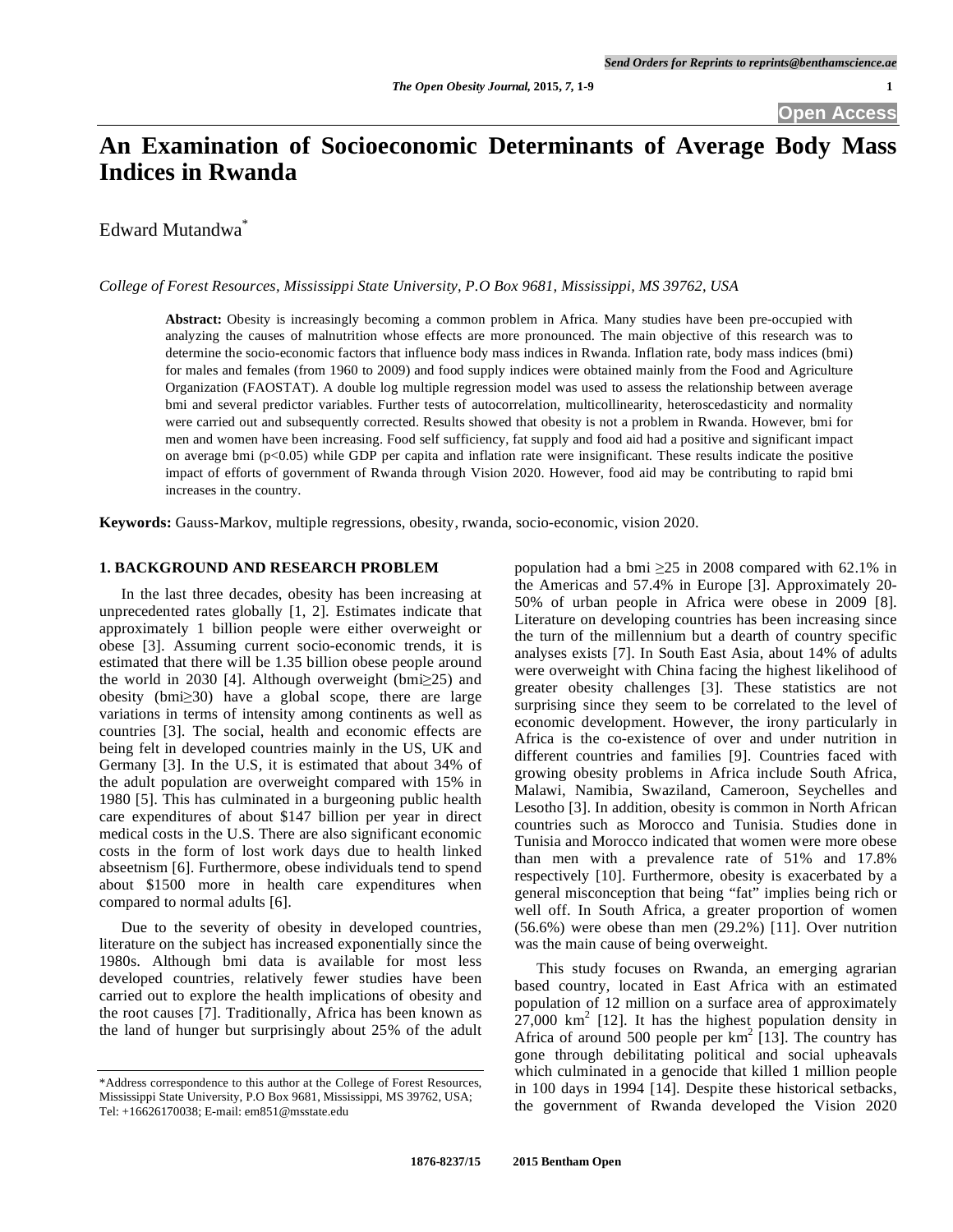# An Examination of Socioeconomic Determinants of Average Body Mass Indices in Rwanda

Edward Mutandwa[*]

*College of Forest Resources, Mississippi State University, P.O Box 9681, Mississippi, MS 39762, USA*

**Abstract:** Obesity is increasingly becoming a common problem in Africa. Many studies have been pre-occupied with analyzing the causes of malnutrition whose effects are more pronounced. The main objective of this research was to determine the socio-economic factors that influence body mass indices in Rwanda. Inflation rate, body mass indices (bmi) for males and females (from 1960 to 2009) and food supply indices were obtained mainly from the Food and Agriculture Organization (FAOSTAT). A double log multiple regression model was used to assess the relationship between average bmi and several predictor variables. Further tests of autocorrelation, multicollinearity, heteroscedasticity and normality were carried out and subsequently corrected. Results showed that obesity is not a problem in Rwanda. However, bmi for men and women have been increasing. Food self sufficiency, fat supply and food aid had a positive and significant impact on average bmi ($p<0.05$) while GDP per capita and inflation rate were insignificant. These results indicate the positive impact of efforts of government of Rwanda through Vision 2020. However, food aid may be contributing to rapid bmi increases in the country.

**Keywords:** Gauss-Markov, multiple regressions, obesity, rwanda, socio-economic, vision 2020.

## 1. BACKGROUND AND RESEARCH PROBLEM

In the last three decades, obesity has been increasing at unprecedented rates globally [1, 2]. Estimates indicate that approximately 1 billion people were either overweight or obese [3]. Assuming current socio-economic trends, it is estimated that there will be 1.35 billion obese people around the world in 2030 [4]. Although overweight (bmi≥25) and obesity (bmi≥30) have a global scope, there are large variations in terms of intensity among continents as well as countries [3]. The social, health and economic effects are being felt in developed countries mainly in the US, UK and Germany [3]. In the U.S, it is estimated that about 34% of the adult population are overweight compared with 15% in 1980 [5]. This has culminated in a burgeoning public health care expenditures of about $147 billion per year in direct medical costs in the U.S. There are also significant economic costs in the form of lost work days due to health linked abseetnism [6]. Furthermore, obese individuals tend to spend about $1500 more in health care expenditures when compared to normal adults [6].

Due to the severity of obesity in developed countries, literature on the subject has increased exponentially since the 1980s. Although bmi data is available for most less developed countries, relatively fewer studies have been carried out to explore the health implications of obesity and the root causes [7]. Traditionally, Africa has been known as the land of hunger but surprisingly about 25% of the adult population had a bmi ≥25 in 2008 compared with 62.1% in the Americas and 57.4% in Europe [3]. Approximately 20-50% of urban people in Africa were obese in 2009 [8]. Literature on developing countries has been increasing since the turn of the millennium but a dearth of country specific analyses exists [7]. In South East Asia, about 14% of adults were overweight with China facing the highest likelihood of greater obesity challenges [3]. These statistics are not surprising since they seem to be correlated to the level of economic development. However, the irony particularly in Africa is the co-existence of over and under nutrition in different countries and families [9]. Countries faced with growing obesity problems in Africa include South Africa, Malawi, Namibia, Swaziland, Cameroon, Seychelles and Lesotho [3]. In addition, obesity is common in North African countries such as Morocco and Tunisia. Studies done in Tunisia and Morocco indicated that women were more obese than men with a prevalence rate of 51% and 17.8% respectively [10]. Furthermore, obesity is exacerbated by a general misconception that being "fat" implies being rich or well off. In South Africa, a greater proportion of women (56.6%) were obese than men (29.2%) [11]. Over nutrition was the main cause of being overweight.

This study focuses on Rwanda, an emerging agrarian based country, located in East Africa with an estimated population of 12 million on a surface area of approximately 27,000 $km^2$ [12]. It has the highest population density in Africa of around 500 people per $km^2$ [13]. The country has gone through debilitating political and social upheavals which culminated in a genocide that killed 1 million people in 100 days in 1994 [14]. Despite these historical setbacks, the government of Rwanda developed the Vision 2020

*Address correspondence to this author at the College of Forest Resources, Mississippi State University, P.O Box 9681, Mississippi, MS 39762, USA; Tel: +16626170038; E-mail: em851@msstate.edu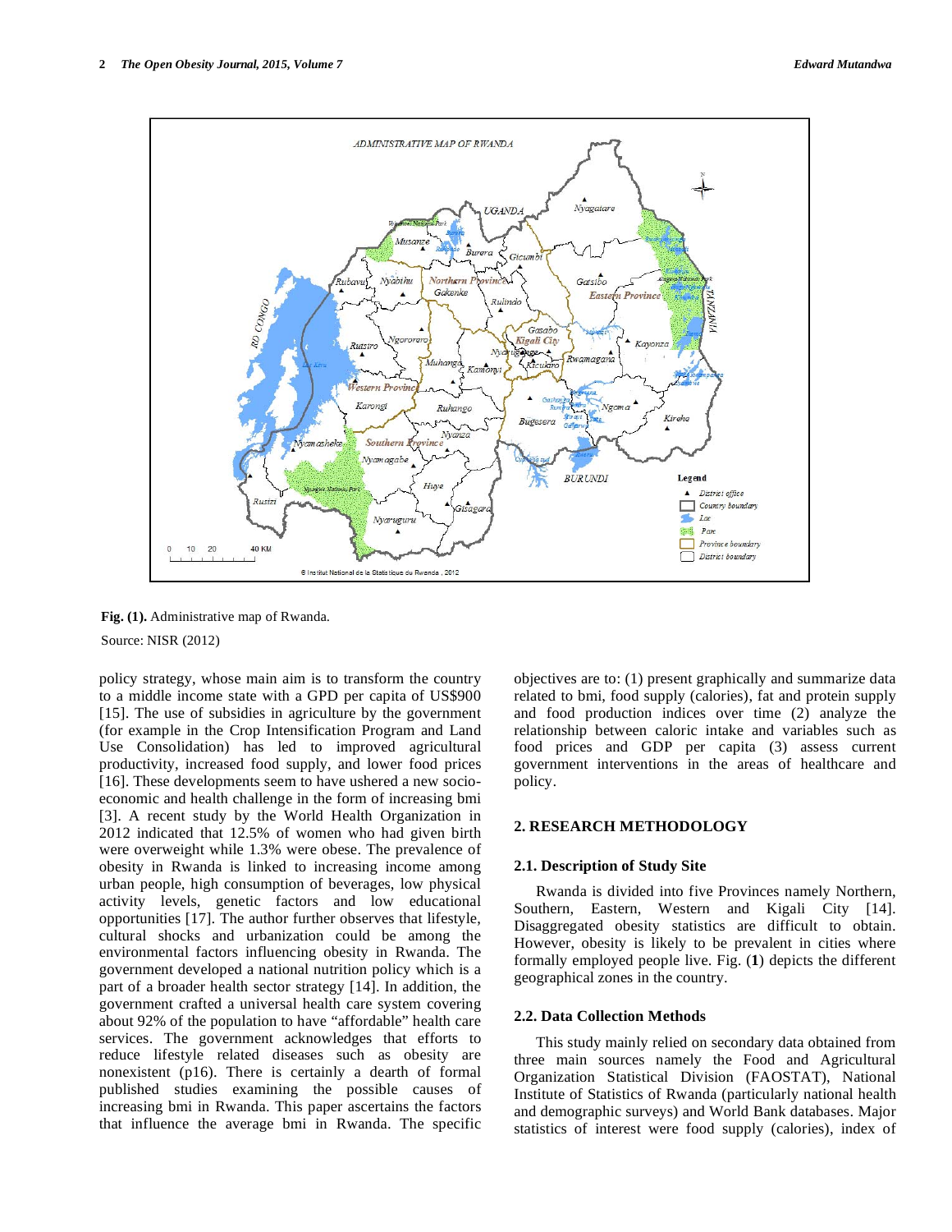Fig. (1). Administrative map of Rwanda.

Source: NISR (2012)

policy strategy, whose main aim is to transform the country to a middle income state with a GPD per capita of US$900 [15]. The use of subsidies in agriculture by the government (for example in the Crop Intensification Program and Land Use Consolidation) has led to improved agricultural productivity, increased food supply, and lower food prices [16]. These developments seem to have ushered a new socio-economic and health challenge in the form of increasing bmi [3]. A recent study by the World Health Organization in 2012 indicated that 12.5% of women who had given birth were overweight while 1.3% were obese. The prevalence of obesity in Rwanda is linked to increasing income among urban people, high consumption of beverages, low physical activity levels, genetic factors and low educational opportunities [17]. The author further observes that lifestyle, cultural shocks and urbanization could be among the environmental factors influencing obesity in Rwanda. The government developed a national nutrition policy which is a part of a broader health sector strategy [14]. In addition, the government crafted a universal health care system covering about 92% of the population to have "affordable" health care services. The government acknowledges that efforts to reduce lifestyle related diseases such as obesity are nonexistent (p16). There is certainly a dearth of formal published studies examining the possible causes of increasing bmi in Rwanda. This paper ascertains the factors that influence the average bmi in Rwanda. The specific objectives are to: (1) present graphically and summarize data related to bmi, food supply (calories), fat and protein supply and food production indices over time (2) analyze the relationship between caloric intake and variables such as food prices and GDP per capita (3) assess current government interventions in the areas of healthcare and policy.

## 2. RESEARCH METHODOLOGY

### 2.1. Description of Study Site

Rwanda is divided into five Provinces namely Northern, Southern, Eastern, Western and Kigali City [14]. Disaggregated obesity statistics are difficult to obtain. However, obesity is likely to be prevalent in cities where formally employed people live. Fig. (**1**) depicts the different geographical zones in the country.

### 2.2. Data Collection Methods

This study mainly relied on secondary data obtained from three main sources namely the Food and Agricultural Organization Statistical Division (FAOSTAT), National Institute of Statistics of Rwanda (particularly national health and demographic surveys) and World Bank databases. Major statistics of interest were food supply (calories), index of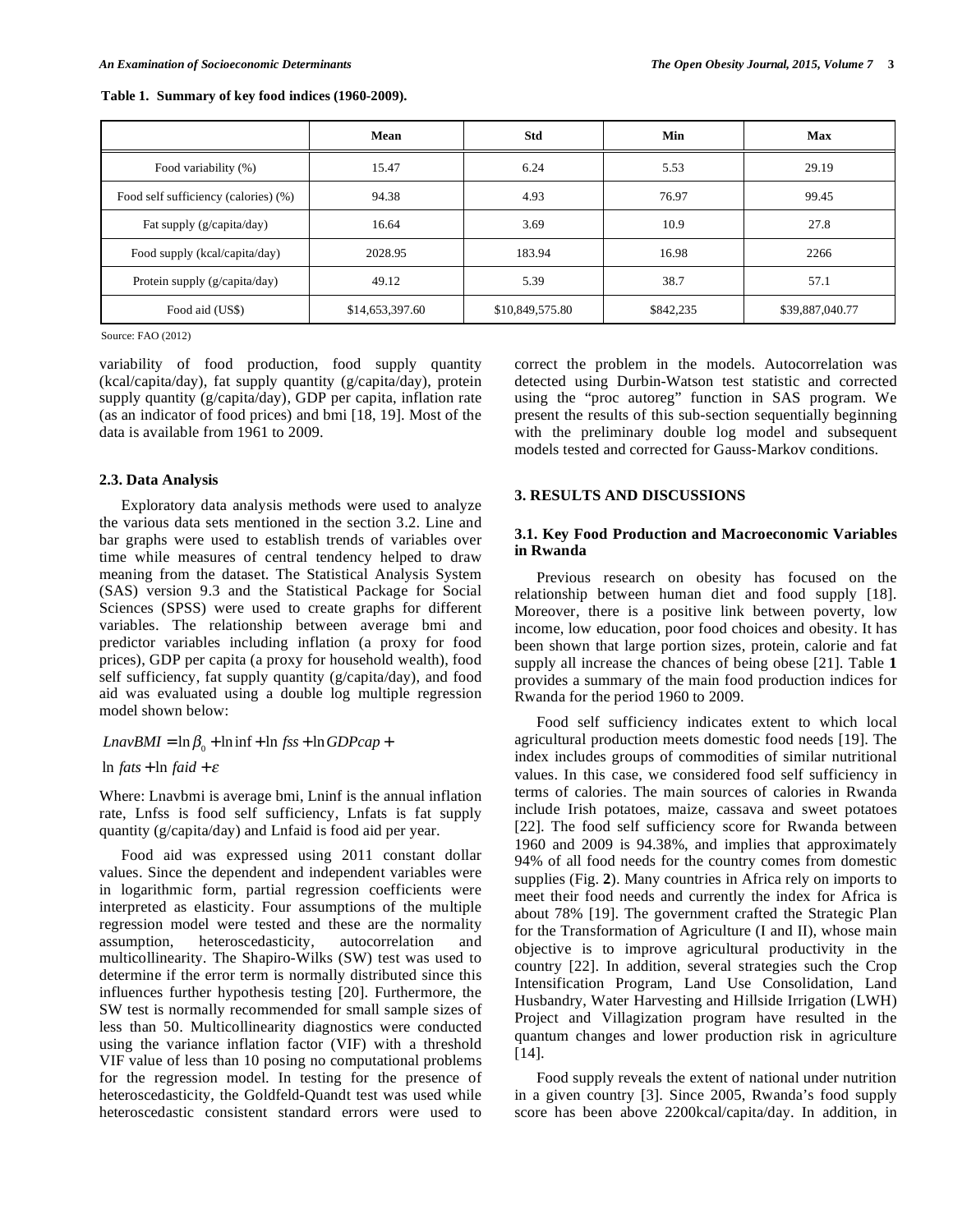**Table 1. Summary of key food indices (1960-2009).**

| | Mean | Std | Min | Max |
|---|---|---|---|---|
| Food variability (%) | 15.47 | 6.24 | 5.53 | 29.19 |
| Food self sufficiency (calories) (%) | 94.38 | 4.93 | 76.97 | 99.45 |
| Fat supply (g/capita/day) | 16.64 | 3.69 | 10.9 | 27.8 |
| Food supply (kcal/capita/day) | 2028.95 | 183.94 | 16.98 | 2266 |
| Protein supply (g/capita/day) | 49.12 | 5.39 | 38.7 | 57.1 |
| Food aid (US$) | $14,653,397.60 | $10,849,575.80 | $842,235 | $39,887,040.77 |

Source: FAO (2012)

variability of food production, food supply quantity (kcal/capita/day), fat supply quantity (g/capita/day), protein supply quantity (g/capita/day), GDP per capita, inflation rate (as an indicator of food prices) and bmi [18, 19]. Most of the data is available from 1961 to 2009.

### 2.3. Data Analysis

Exploratory data analysis methods were used to analyze the various data sets mentioned in the section 3.2. Line and bar graphs were used to establish trends of variables over time while measures of central tendency helped to draw meaning from the dataset. The Statistical Analysis System (SAS) version 9.3 and the Statistical Package for Social Sciences (SPSS) were used to create graphs for different variables. The relationship between average bmi and predictor variables including inflation (a proxy for food prices), GDP per capita (a proxy for household wealth), food self sufficiency, fat supply quantity (g/capita/day), and food aid was evaluated using a double log multiple regression model shown below:

$$LnavBMI = \ln\beta_0 + \ln inf + \ln fss + \ln GDPcap +$$
$$\ln fats + \ln faid + \varepsilon$$

Where: Lnavbmi is average bmi, Lninf is the annual inflation rate, Lnfss is food self sufficiency, Lnfats is fat supply quantity (g/capita/day) and Lnfaid is food aid per year.

Food aid was expressed using 2011 constant dollar values. Since the dependent and independent variables were in logarithmic form, partial regression coefficients were interpreted as elasticity. Four assumptions of the multiple regression model were tested and these are the normality assumption, heteroscedasticity, autocorrelation and multicollinearity. The Shapiro-Wilks (SW) test was used to determine if the error term is normally distributed since this influences further hypothesis testing [20]. Furthermore, the SW test is normally recommended for small sample sizes of less than 50. Multicollinearity diagnostics were conducted using the variance inflation factor (VIF) with a threshold VIF value of less than 10 posing no computational problems for the regression model. In testing for the presence of heteroscedasticity, the Goldfeld-Quandt test was used while heteroscedastic consistent standard errors were used to correct the problem in the models. Autocorrelation was detected using Durbin-Watson test statistic and corrected using the "proc autoreg" function in SAS program. We present the results of this sub-section sequentially beginning with the preliminary double log model and subsequent models tested and corrected for Gauss-Markov conditions.

## 3. RESULTS AND DISCUSSIONS

### 3.1. Key Food Production and Macroeconomic Variables in Rwanda

Previous research on obesity has focused on the relationship between human diet and food supply [18]. Moreover, there is a positive link between poverty, low income, low education, poor food choices and obesity. It has been shown that large portion sizes, protein, calorie and fat supply all increase the chances of being obese [21]. Table **1** provides a summary of the main food production indices for Rwanda for the period 1960 to 2009.

Food self sufficiency indicates extent to which local agricultural production meets domestic food needs [19]. The index includes groups of commodities of similar nutritional values. In this case, we considered food self sufficiency in terms of calories. The main sources of calories in Rwanda include Irish potatoes, maize, cassava and sweet potatoes [22]. The food self sufficiency score for Rwanda between 1960 and 2009 is 94.38%, and implies that approximately 94% of all food needs for the country comes from domestic supplies (Fig. **2**). Many countries in Africa rely on imports to meet their food needs and currently the index for Africa is about 78% [19]. The government crafted the Strategic Plan for the Transformation of Agriculture (I and II), whose main objective is to improve agricultural productivity in the country [22]. In addition, several strategies such the Crop Intensification Program, Land Use Consolidation, Land Husbandry, Water Harvesting and Hillside Irrigation (LWH) Project and Villagization program have resulted in the quantum changes and lower production risk in agriculture [14].

Food supply reveals the extent of national under nutrition in a given country [3]. Since 2005, Rwanda's food supply score has been above 2200kcal/capita/day. In addition, in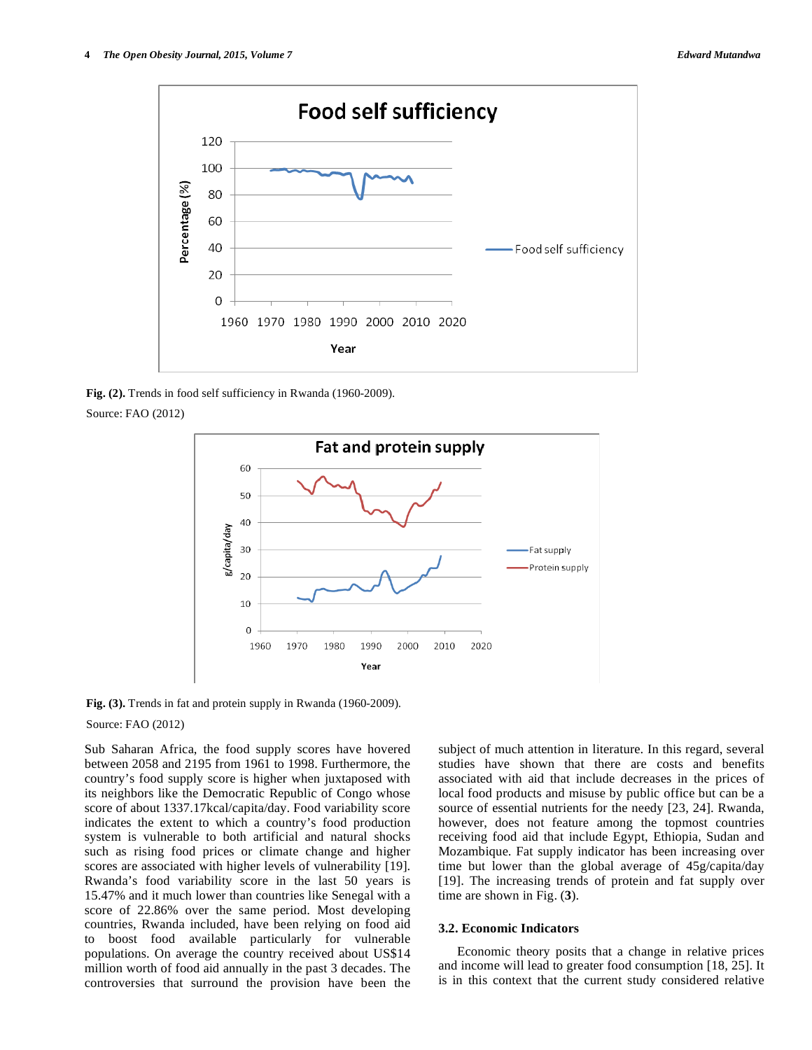Fig. (2). Trends in food self sufficiency in Rwanda (1960-2009).

Source: FAO (2012)

Fig. (3). Trends in fat and protein supply in Rwanda (1960-2009).

Source: FAO (2012)

Sub Saharan Africa, the food supply scores have hovered between 2058 and 2195 from 1961 to 1998. Furthermore, the country's food supply score is higher when juxtaposed with its neighbors like the Democratic Republic of Congo whose score of about 1337.17kcal/capita/day. Food variability score indicates the extent to which a country's food production system is vulnerable to both artificial and natural shocks such as rising food prices or climate change and higher scores are associated with higher levels of vulnerability [19]. Rwanda's food variability score in the last 50 years is 15.47% and it much lower than countries like Senegal with a score of 22.86% over the same period. Most developing countries, Rwanda included, have been relying on food aid to boost food available particularly for vulnerable populations. On average the country received about US$14 million worth of food aid annually in the past 3 decades. The controversies that surround the provision have been the subject of much attention in literature. In this regard, several studies have shown that there are costs and benefits associated with aid that include decreases in the prices of local food products and misuse by public office but can be a source of essential nutrients for the needy [23, 24]. Rwanda, however, does not feature among the topmost countries receiving food aid that include Egypt, Ethiopia, Sudan and Mozambique. Fat supply indicator has been increasing over time but lower than the global average of 45g/capita/day [19]. The increasing trends of protein and fat supply over time are shown in Fig. (**3**).

### 3.2. Economic Indicators

Economic theory posits that a change in relative prices and income will lead to greater food consumption [18, 25]. It is in this context that the current study considered relative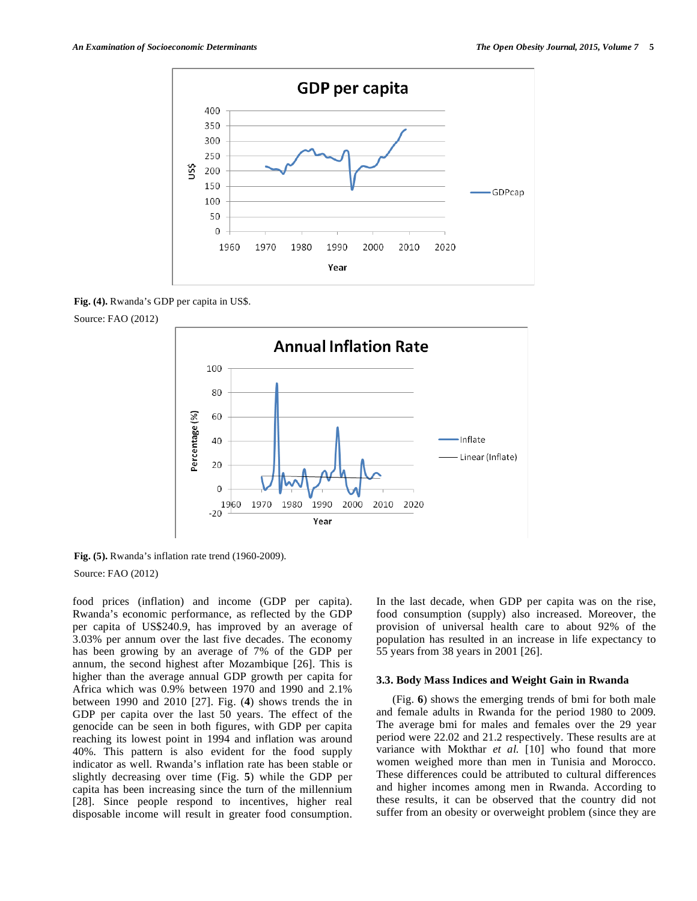Fig. (4). Rwanda's GDP per capita in US$.

Source: FAO (2012)

Fig. (5). Rwanda's inflation rate trend (1960-2009).

Source: FAO (2012)

food prices (inflation) and income (GDP per capita). Rwanda's economic performance, as reflected by the GDP per capita of US$240.9, has improved by an average of 3.03% per annum over the last five decades. The economy has been growing by an average of 7% of the GDP per annum, the second highest after Mozambique [26]. This is higher than the average annual GDP growth per capita for Africa which was 0.9% between 1970 and 1990 and 2.1% between 1990 and 2010 [27]. Fig. (**4**) shows trends the in GDP per capita over the last 50 years. The effect of the genocide can be seen in both figures, with GDP per capita reaching its lowest point in 1994 and inflation was around 40%. This pattern is also evident for the food supply indicator as well. Rwanda's inflation rate has been stable or slightly decreasing over time (Fig. **5**) while the GDP per capita has been increasing since the turn of the millennium [28]. Since people respond to incentives, higher real disposable income will result in greater food consumption. In the last decade, when GDP per capita was on the rise, food consumption (supply) also increased. Moreover, the provision of universal health care to about 92% of the population has resulted in an increase in life expectancy to 55 years from 38 years in 2001 [26].

### 3.3. Body Mass Indices and Weight Gain in Rwanda

(Fig. **6**) shows the emerging trends of bmi for both male and female adults in Rwanda for the period 1980 to 2009. The average bmi for males and females over the 29 year period were 22.02 and 21.2 respectively. These results are at variance with Mokthar *et al.* [10] who found that more women weighed more than men in Tunisia and Morocco. These differences could be attributed to cultural differences and higher incomes among men in Rwanda. According to these results, it can be observed that the country did not suffer from an obesity or overweight problem (since they are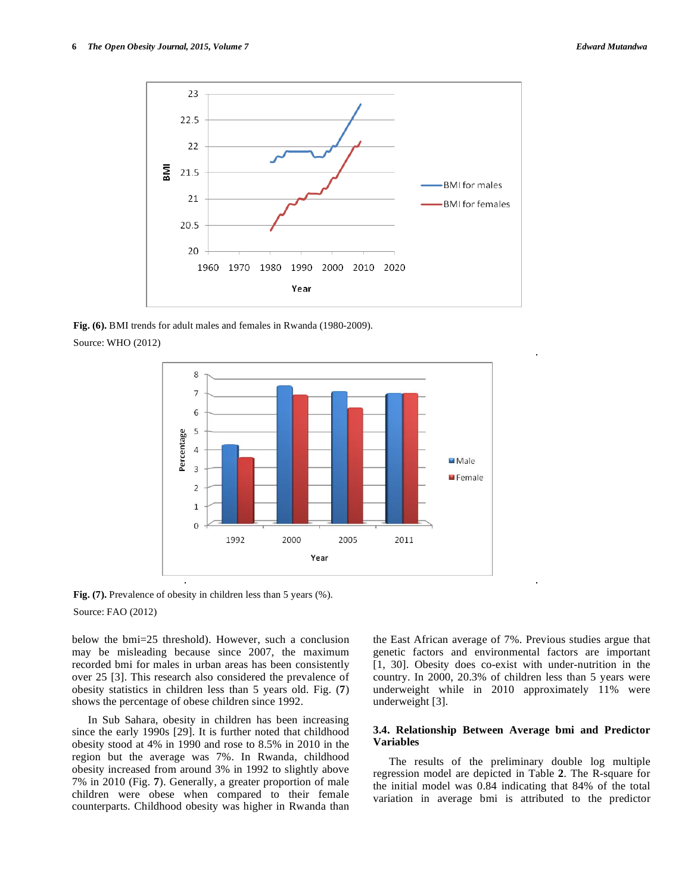Fig. (6). BMI trends for adult males and females in Rwanda (1980-2009).

Source: WHO (2012)

Fig. (7). Prevalence of obesity in children less than 5 years (%).

Source: FAO (2012)

below the bmi=25 threshold). However, such a conclusion may be misleading because since 2007, the maximum recorded bmi for males in urban areas has been consistently over 25 [3]. This research also considered the prevalence of obesity statistics in children less than 5 years old. Fig. (**7**) shows the percentage of obese children since 1992.

In Sub Sahara, obesity in children has been increasing since the early 1990s [29]. It is further noted that childhood obesity stood at 4% in 1990 and rose to 8.5% in 2010 in the region but the average was 7%. In Rwanda, childhood obesity increased from around 3% in 1992 to slightly above 7% in 2010 (Fig. **7**). Generally, a greater proportion of male children were obese when compared to their female counterparts. Childhood obesity was higher in Rwanda than the East African average of 7%. Previous studies argue that genetic factors and environmental factors are important [1, 30]. Obesity does co-exist with under-nutrition in the country. In 2000, 20.3% of children less than 5 years were underweight while in 2010 approximately 11% were underweight [3].

### 3.4. Relationship Between Average bmi and Predictor Variables

The results of the preliminary double log multiple regression model are depicted in Table **2**. The R-square for the initial model was 0.84 indicating that 84% of the total variation in average bmi is attributed to the predictor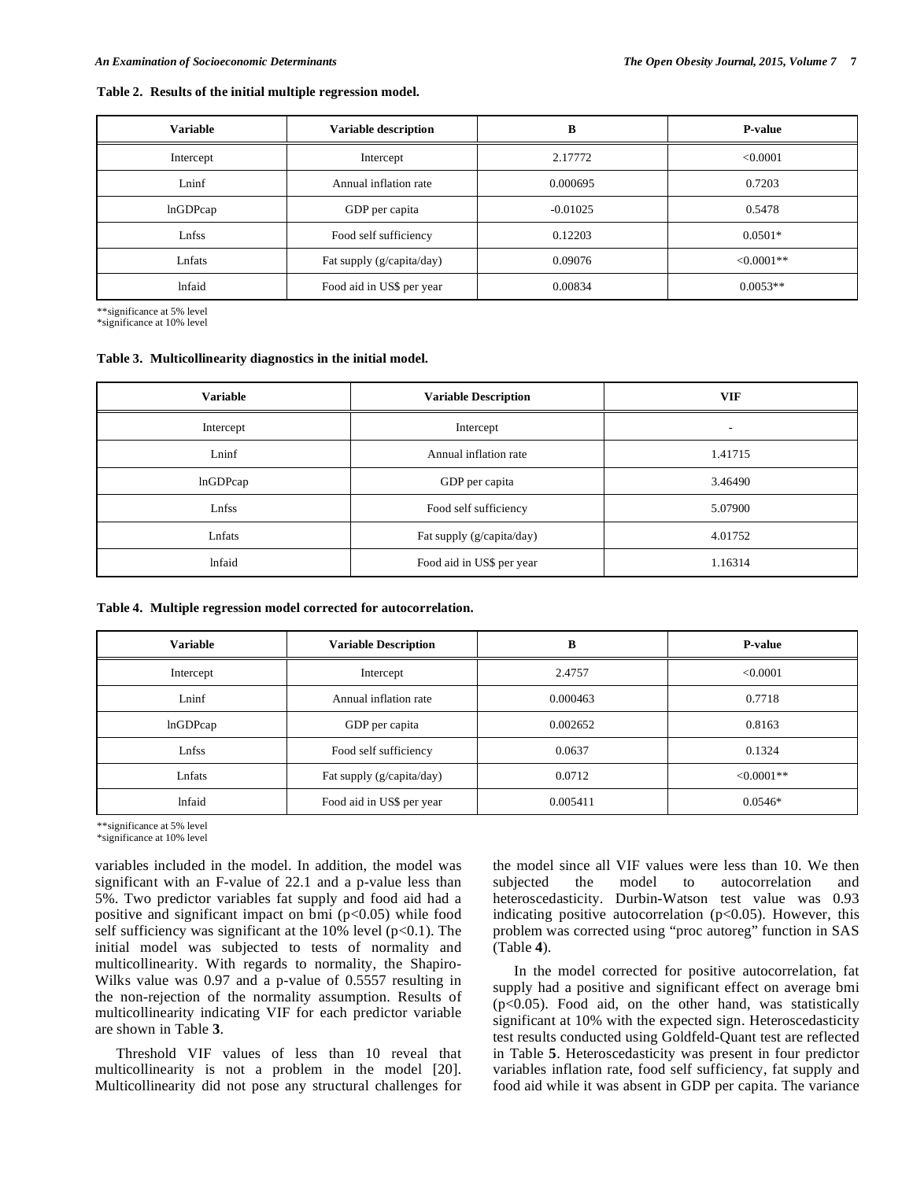**Table 2. Results of the initial multiple regression model.**

| Variable | Variable description | B | P-value |
|---|---|---|---|
| Intercept | Intercept | 2.17772 | <0.0001 |
| Lninf | Annual inflation rate | 0.000695 | 0.7203 |
| lnGDPcap | GDP per capita | -0.01025 | 0.5478 |
| Lnfss | Food self sufficiency | 0.12203 | 0.0501* |
| Lnfats | Fat supply (g/capita/day) | 0.09076 | <0.0001** |
| lnfaid | Food aid in US$ per year | 0.00834 | 0.0053** |

**significance at 5% level
*significance at 10% level

**Table 3. Multicollinearity diagnostics in the initial model.**

| Variable | Variable Description | VIF |
|---|---|---|
| Intercept | Intercept | - |
| Lninf | Annual inflation rate | 1.41715 |
| lnGDPcap | GDP per capita | 3.46490 |
| Lnfss | Food self sufficiency | 5.07900 |
| Lnfats | Fat supply (g/capita/day) | 4.01752 |
| lnfaid | Food aid in US$ per year | 1.16314 |

**Table 4. Multiple regression model corrected for autocorrelation.**

| Variable | Variable Description | B | P-value |
|---|---|---|---|
| Intercept | Intercept | 2.4757 | <0.0001 |
| Lninf | Annual inflation rate | 0.000463 | 0.7718 |
| lnGDPcap | GDP per capita | 0.002652 | 0.8163 |
| Lnfss | Food self sufficiency | 0.0637 | 0.1324 |
| Lnfats | Fat supply (g/capita/day) | 0.0712 | <0.0001** |
| lnfaid | Food aid in US$ per year | 0.005411 | 0.0546* |

**significance at 5% level
*significance at 10% level

variables included in the model. In addition, the model was significant with an F-value of 22.1 and a p-value less than 5%. Two predictor variables fat supply and food aid had a positive and significant impact on bmi ($p<0.05$) while food self sufficiency was significant at the 10% level ($p<0.1$). The initial model was subjected to tests of normality and multicollinearity. With regards to normality, the Shapiro-Wilks value was 0.97 and a p-value of 0.5557 resulting in the non-rejection of the normality assumption. Results of multicollinearity indicating VIF for each predictor variable are shown in Table **3**.

Threshold VIF values of less than 10 reveal that multicollinearity is not a problem in the model [20]. Multicollinearity did not pose any structural challenges for the model since all VIF values were less than 10. We then subjected the model to autocorrelation and heteroscedasticity. Durbin-Watson test value was 0.93 indicating positive autocorrelation ($p<0.05$). However, this problem was corrected using "proc autoreg" function in SAS (Table **4**).

In the model corrected for positive autocorrelation, fat supply had a positive and significant effect on average bmi ($p<0.05$). Food aid, on the other hand, was statistically significant at 10% with the expected sign. Heteroscedasticity test results conducted using Goldfeld-Quant test are reflected in Table **5**. Heteroscedasticity was present in four predictor variables inflation rate, food self sufficiency, fat supply and food aid while it was absent in GDP per capita. The variance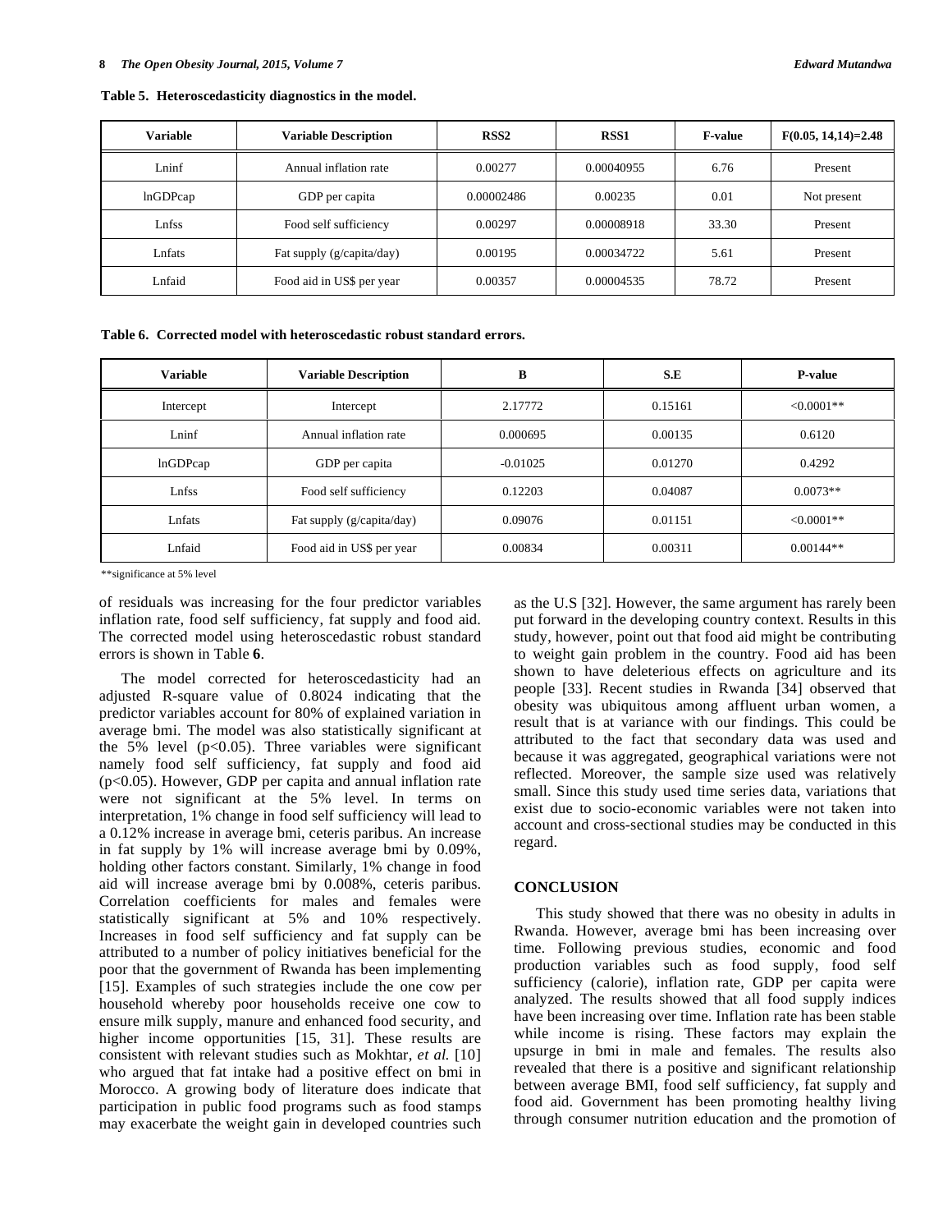**Table 5. Heteroscedasticity diagnostics in the model.**

| Variable | Variable Description | RSS2 | RSS1 | F-value | F(0.05, 14,14)=2.48 |
|---|---|---|---|---|---|
| Lninf | Annual inflation rate | 0.00277 | 0.00040955 | 6.76 | Present |
| lnGDPcap | GDP per capita | 0.00002486 | 0.00235 | 0.01 | Not present |
| Lnfss | Food self sufficiency | 0.00297 | 0.00008918 | 33.30 | Present |
| Lnfats | Fat supply (g/capita/day) | 0.00195 | 0.00034722 | 5.61 | Present |
| Lnfaid | Food aid in US$ per year | 0.00357 | 0.00004535 | 78.72 | Present |

**Table 6. Corrected model with heteroscedastic robust standard errors.**

| Variable | Variable Description | B | S.E | P-value |
|---|---|---|---|---|
| Intercept | Intercept | 2.17772 | 0.15161 | <0.0001** |
| Lninf | Annual inflation rate | 0.000695 | 0.00135 | 0.6120 |
| lnGDPcap | GDP per capita | -0.01025 | 0.01270 | 0.4292 |
| Lnfss | Food self sufficiency | 0.12203 | 0.04087 | 0.0073** |
| Lnfats | Fat supply (g/capita/day) | 0.09076 | 0.01151 | <0.0001** |
| Lnfaid | Food aid in US$ per year | 0.00834 | 0.00311 | 0.00144** |

**significance at 5% level

of residuals was increasing for the four predictor variables inflation rate, food self sufficiency, fat supply and food aid. The corrected model using heteroscedastic robust standard errors is shown in Table **6**.

The model corrected for heteroscedasticity had an adjusted R-square value of 0.8024 indicating that the predictor variables account for 80% of explained variation in average bmi. The model was also statistically significant at the 5% level ($p<0.05$). Three variables were significant namely food self sufficiency, fat supply and food aid ($p<0.05$). However, GDP per capita and annual inflation rate were not significant at the 5% level. In terms on interpretation, 1% change in food self sufficiency will lead to a 0.12% increase in average bmi, ceteris paribus. An increase in fat supply by 1% will increase average bmi by 0.09%, holding other factors constant. Similarly, 1% change in food aid will increase average bmi by 0.008%, ceteris paribus. Correlation coefficients for males and females were statistically significant at 5% and 10% respectively. Increases in food self sufficiency and fat supply can be attributed to a number of policy initiatives beneficial for the poor that the government of Rwanda has been implementing [15]. Examples of such strategies include the one cow per household whereby poor households receive one cow to ensure milk supply, manure and enhanced food security, and higher income opportunities [15, 31]. These results are consistent with relevant studies such as Mokhtar, *et al.* [10] who argued that fat intake had a positive effect on bmi in Morocco. A growing body of literature does indicate that participation in public food programs such as food stamps may exacerbate the weight gain in developed countries such as the U.S [32]. However, the same argument has rarely been put forward in the developing country context. Results in this study, however, point out that food aid might be contributing to weight gain problem in the country. Food aid has been shown to have deleterious effects on agriculture and its people [33]. Recent studies in Rwanda [34] observed that obesity was ubiquitous among affluent urban women, a result that is at variance with our findings. This could be attributed to the fact that secondary data was used and because it was aggregated, geographical variations were not reflected. Moreover, the sample size used was relatively small. Since this study used time series data, variations that exist due to socio-economic variables were not taken into account and cross-sectional studies may be conducted in this regard.

## CONCLUSION

This study showed that there was no obesity in adults in Rwanda. However, average bmi has been increasing over time. Following previous studies, economic and food production variables such as food supply, food self sufficiency (calorie), inflation rate, GDP per capita were analyzed. The results showed that all food supply indices have been increasing over time. Inflation rate has been stable while income is rising. These factors may explain the upsurge in bmi in male and females. The results also revealed that there is a positive and significant relationship between average BMI, food self sufficiency, fat supply and food aid. Government has been promoting healthy living through consumer nutrition education and the promotion of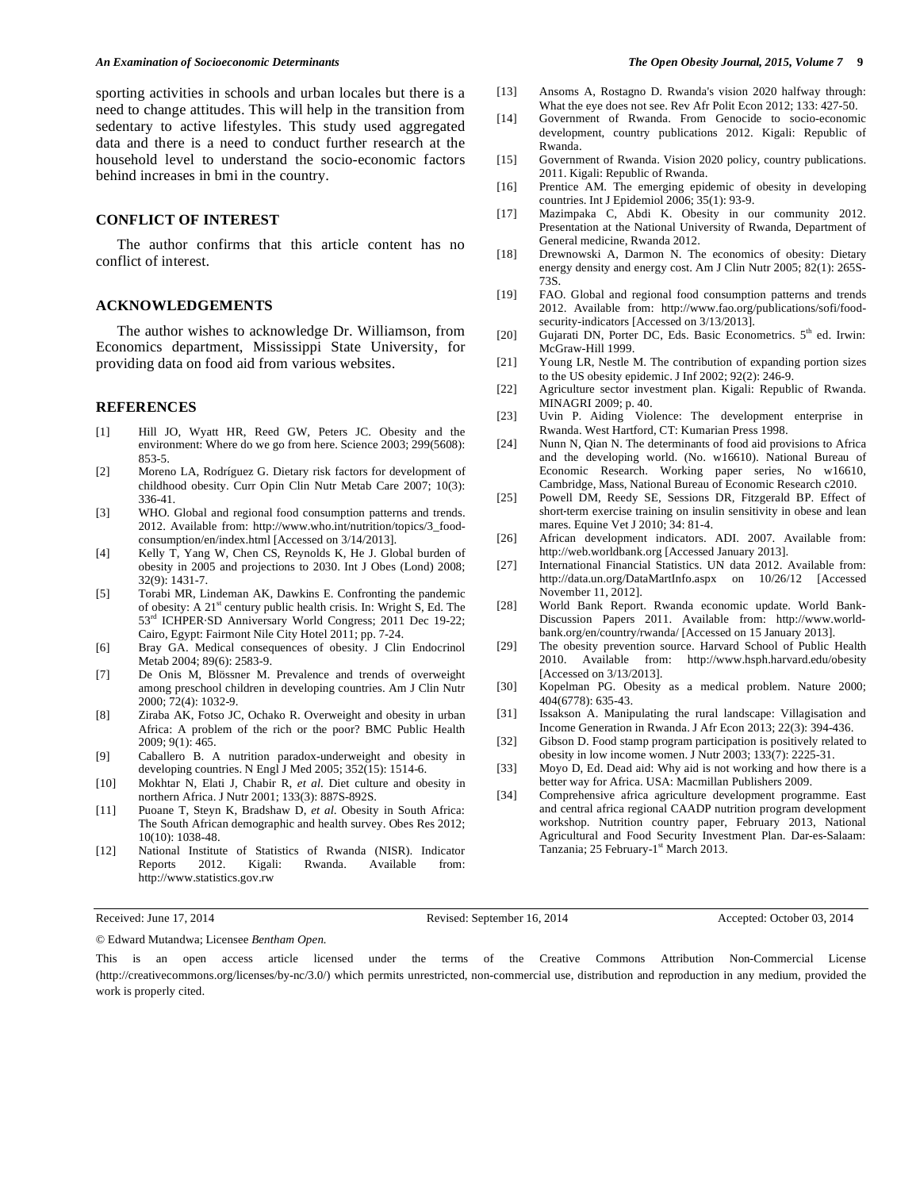sporting activities in schools and urban locales but there is a need to change attitudes. This will help in the transition from sedentary to active lifestyles. This study used aggregated data and there is a need to conduct further research at the household level to understand the socio-economic factors behind increases in bmi in the country.

## CONFLICT OF INTEREST

The author confirms that this article content has no conflict of interest.

## ACKNOWLEDGEMENTS

The author wishes to acknowledge Dr. Williamson, from Economics department, Mississippi State University, for providing data on food aid from various websites.

## REFERENCES

[1] Hill JO, Wyatt HR, Reed GW, Peters JC. Obesity and the environment: Where do we go from here. Science 2003; 299(5608): 853-5.

[2] Moreno LA, Rodríguez G. Dietary risk factors for development of childhood obesity. Curr Opin Clin Nutr Metab Care 2007; 10(3): 336-41.

[3] WHO. Global and regional food consumption patterns and trends. 2012. Available from: http://www.who.int/nutrition/topics/3_food-consumption/en/index.html [Accessed on 3/14/2013].

[4] Kelly T, Yang W, Chen CS, Reynolds K, He J. Global burden of obesity in 2005 and projections to 2030. Int J Obes (Lond) 2008; 32(9): 1431-7.

[5] Torabi MR, Lindeman AK, Dawkins E. Confronting the pandemic of obesity: A 21st century public health crisis. In: Wright S, Ed. The 53rd ICHPER·SD Anniversary World Congress; 2011 Dec 19-22; Cairo, Egypt: Fairmont Nile City Hotel 2011; pp. 7-24.

[6] Bray GA. Medical consequences of obesity. J Clin Endocrinol Metab 2004; 89(6): 2583-9.

[7] De Onis M, Blössner M. Prevalence and trends of overweight among preschool children in developing countries. Am J Clin Nutr 2000; 72(4): 1032-9.

[8] Ziraba AK, Fotso JC, Ochako R. Overweight and obesity in urban Africa: A problem of the rich or the poor? BMC Public Health 2009; 9(1): 465.

[9] Caballero B. A nutrition paradox-underweight and obesity in developing countries. N Engl J Med 2005; 352(15): 1514-6.

[10] Mokhtar N, Elati J, Chabir R, *et al.* Diet culture and obesity in northern Africa. J Nutr 2001; 133(3): 887S-892S.

[11] Puoane T, Steyn K, Bradshaw D, *et al.* Obesity in South Africa: The South African demographic and health survey. Obes Res 2012; 10(10): 1038-48.

[12] National Institute of Statistics of Rwanda (NISR). Indicator Reports 2012. Kigali: Rwanda. Available from: http://www.statistics.gov.rw

[13] Ansoms A, Rostagno D. Rwanda's vision 2020 halfway through: What the eye does not see. Rev Afr Polit Econ 2012; 133: 427-50.

[14] Government of Rwanda. From Genocide to socio-economic development, country publications 2012. Kigali: Republic of Rwanda.

[15] Government of Rwanda. Vision 2020 policy, country publications. 2011. Kigali: Republic of Rwanda.

[16] Prentice AM. The emerging epidemic of obesity in developing countries. Int J Epidemiol 2006; 35(1): 93-9.

[17] Mazimpaka C, Abdi K. Obesity in our community 2012. Presentation at the National University of Rwanda, Department of General medicine, Rwanda 2012.

[18] Drewnowski A, Darmon N. The economics of obesity: Dietary energy density and energy cost. Am J Clin Nutr 2005; 82(1): 265S-73S.

[19] FAO. Global and regional food consumption patterns and trends 2012. Available from: http://www.fao.org/publications/sofi/food-security-indicators [Accessed on 3/13/2013].

[20] Gujarati DN, Porter DC, Eds. Basic Econometrics. 5th ed. Irwin: McGraw-Hill 1999.

[21] Young LR, Nestle M. The contribution of expanding portion sizes to the US obesity epidemic. J Inf 2002; 92(2): 246-9.

[22] Agriculture sector investment plan. Kigali: Republic of Rwanda. MINAGRI 2009; p. 40.

[23] Uvin P. Aiding Violence: The development enterprise in Rwanda. West Hartford, CT: Kumarian Press 1998.

[24] Nunn N, Qian N. The determinants of food aid provisions to Africa and the developing world. (No. w16610). National Bureau of Economic Research. Working paper series, No w16610, Cambridge, Mass, National Bureau of Economic Research c2010.

[25] Powell DM, Reedy SE, Sessions DR, Fitzgerald BP. Effect of short-term exercise training on insulin sensitivity in obese and lean mares. Equine Vet J 2010; 34: 81-4.

[26] African development indicators. ADI. 2007. Available from: http://web.worldbank.org [Accessed January 2013].

[27] International Financial Statistics. UN data 2012. Available from: http://data.un.org/DataMartInfo.aspx on 10/26/12 [Accessed November 11, 2012].

[28] World Bank Report. Rwanda economic update. World Bank-Discussion Papers 2011. Available from: http://www.world-bank.org/en/country/rwanda/ [Accessed on 15 January 2013].

[29] The obesity prevention source. Harvard School of Public Health 2010. Available from: http://www.hsph.harvard.edu/obesity [Accessed on 3/13/2013].

[30] Kopelman PG. Obesity as a medical problem. Nature 2000; 404(6778): 635-43.

[31] Issakson A. Manipulating the rural landscape: Villagisation and Income Generation in Rwanda. J Afr Econ 2013; 22(3): 394-436.

[32] Gibson D. Food stamp program participation is positively related to obesity in low income women. J Nutr 2003; 133(7): 2225-31.

[33] Moyo D, Ed. Dead aid: Why aid is not working and how there is a better way for Africa. USA: Macmillan Publishers 2009.

[34] Comprehensive africa agriculture development programme. East and central africa regional CAADP nutrition program development workshop. Nutrition country paper, February 2013, National Agricultural and Food Security Investment Plan. Dar-es-Salaam: Tanzania; 25 February-1st March 2013.

Received: June 17, 2014 Revised: September 16, 2014 Accepted: October 03, 2014

© Edward Mutandwa; Licensee *Bentham Open.*

This is an open access article licensed under the terms of the Creative Commons Attribution Non-Commercial License (http://creativecommons.org/licenses/by-nc/3.0/) which permits unrestricted, non-commercial use, distribution and reproduction in any medium, provided the work is properly cited.